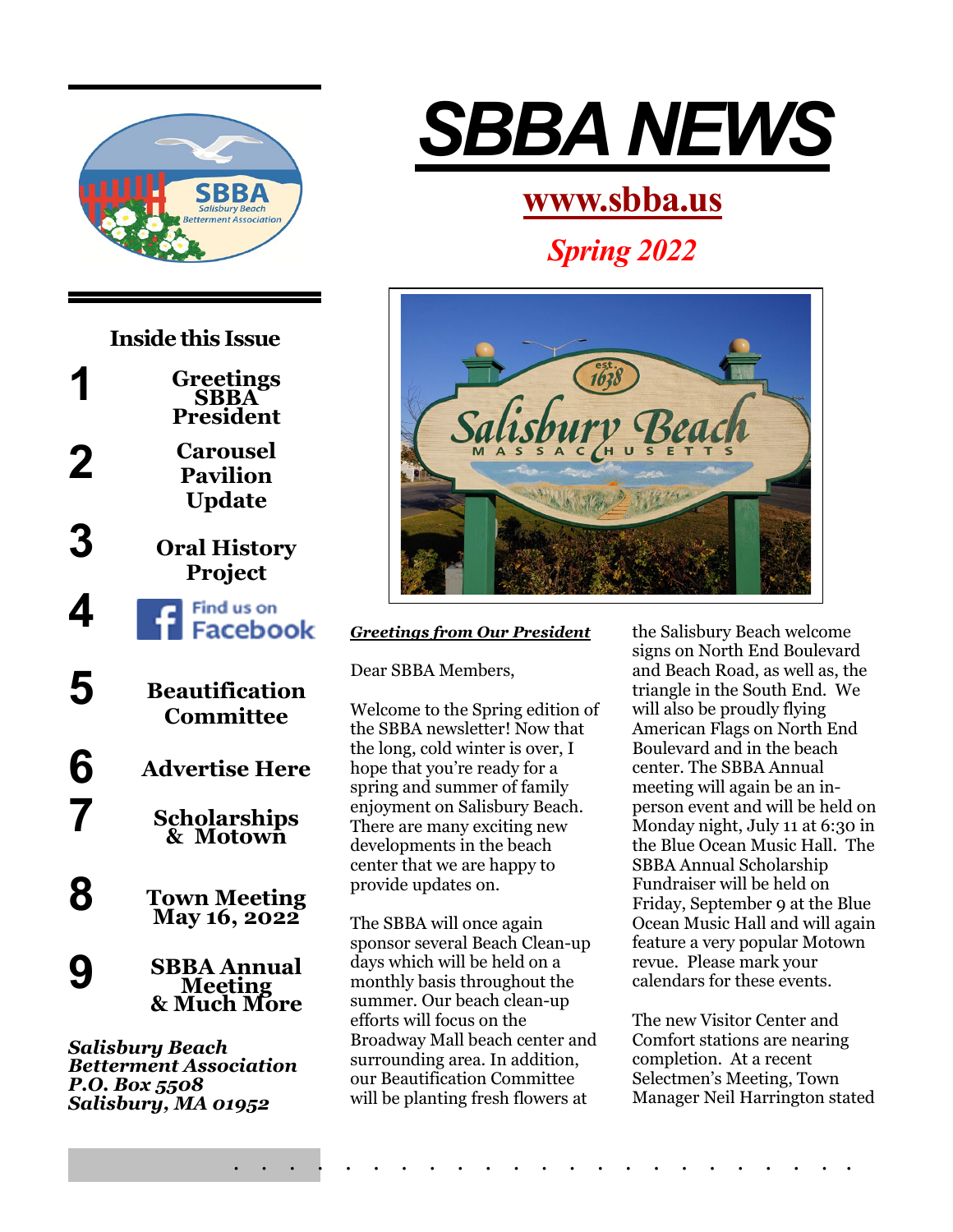# SBBA NEWS

**www.sbba.us**

*Spring 2022*

## Inside this Issue

1. Greetings SBBA President
2. Carousel Pavilion Update
3. Oral History Project
4. Find us on Facebook
5. Beautification Committee
6. Advertise Here
7. Scholarships & Motown
8. Town Meeting May 16, 2022
9. SBBA Annual Meeting & Much More

***Salisbury Beach Betterment Association***
***P.O. Box 5508***
***Salisbury, MA 01952***

### ***Greetings from Our President***

Dear SBBA Members,

Welcome to the Spring edition of the SBBA newsletter! Now that the long, cold winter is over, I hope that you're ready for a spring and summer of family enjoyment on Salisbury Beach. There are many exciting new developments in the beach center that we are happy to provide updates on.

The SBBA will once again sponsor several Beach Clean-up days which will be held on a monthly basis throughout the summer. Our beach clean-up efforts will focus on the Broadway Mall beach center and surrounding area. In addition, our Beautification Committee will be planting fresh flowers at the Salisbury Beach welcome signs on North End Boulevard and Beach Road, as well as, the triangle in the South End. We will also be proudly flying American Flags on North End Boulevard and in the beach center. The SBBA Annual meeting will again be an in-person event and will be held on Monday night, July 11 at 6:30 in the Blue Ocean Music Hall. The SBBA Annual Scholarship Fundraiser will be held on Friday, September 9 at the Blue Ocean Music Hall and will again feature a very popular Motown revue. Please mark your calendars for these events.

The new Visitor Center and Comfort stations are nearing completion. At a recent Selectmen's Meeting, Town Manager Neil Harrington stated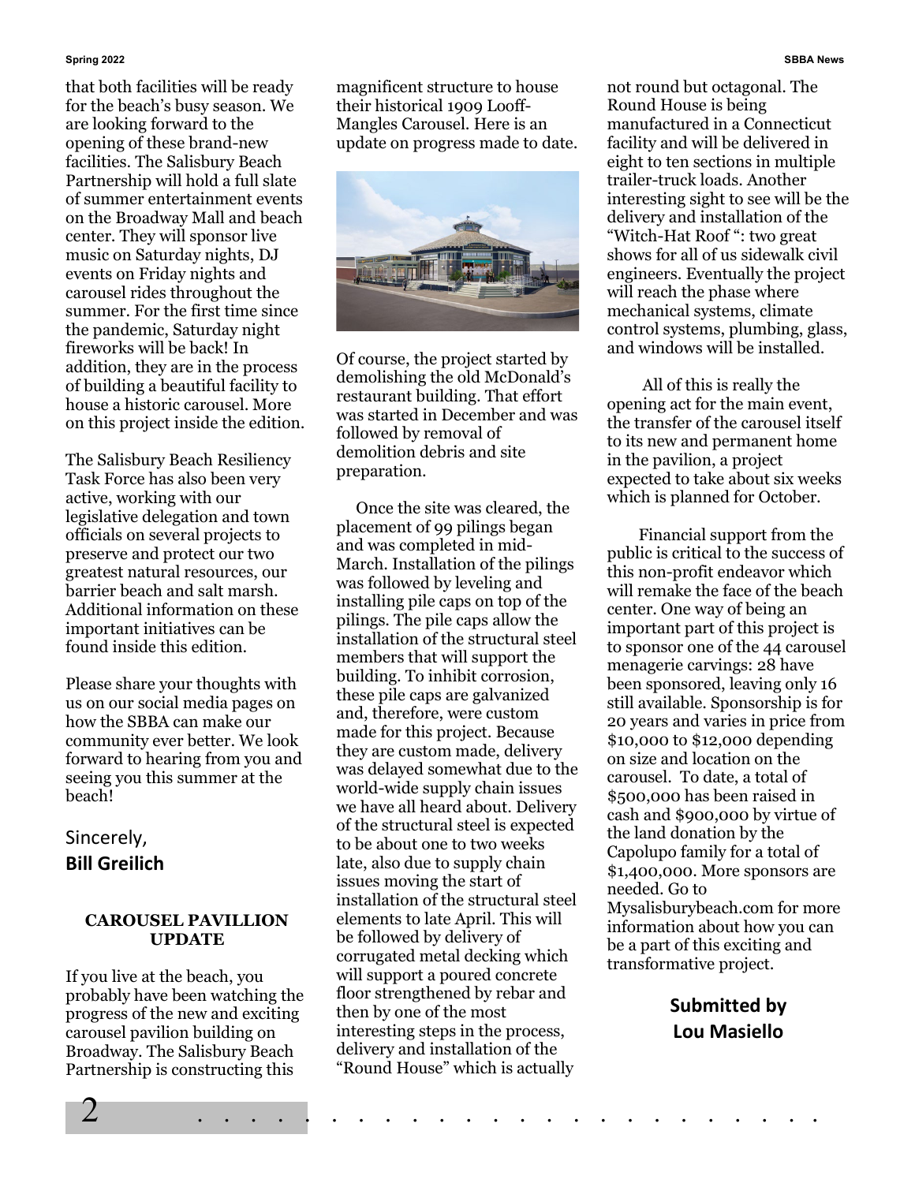that both facilities will be ready for the beach's busy season. We are looking forward to the opening of these brand-new facilities. The Salisbury Beach Partnership will hold a full slate of summer entertainment events on the Broadway Mall and beach center. They will sponsor live music on Saturday nights, DJ events on Friday nights and carousel rides throughout the summer. For the first time since the pandemic, Saturday night fireworks will be back! In addition, they are in the process of building a beautiful facility to house a historic carousel. More on this project inside the edition.

The Salisbury Beach Resiliency Task Force has also been very active, working with our legislative delegation and town officials on several projects to preserve and protect our two greatest natural resources, our barrier beach and salt marsh. Additional information on these important initiatives can be found inside this edition.

Please share your thoughts with us on our social media pages on how the SBBA can make our community ever better. We look forward to hearing from you and seeing you this summer at the beach!

Sincerely,
**Bill Greilich**

### CAROUSEL PAVILLION UPDATE

If you live at the beach, you probably have been watching the progress of the new and exciting carousel pavilion building on Broadway. The Salisbury Beach Partnership is constructing this magnificent structure to house their historical 1909 Looff-Mangles Carousel. Here is an update on progress made to date.

Of course, the project started by demolishing the old McDonald's restaurant building. That effort was started in December and was followed by removal of demolition debris and site preparation.

Once the site was cleared, the placement of 99 pilings began and was completed in mid-March. Installation of the pilings was followed by leveling and installing pile caps on top of the pilings. The pile caps allow the installation of the structural steel members that will support the building. To inhibit corrosion, these pile caps are galvanized and, therefore, were custom made for this project. Because they are custom made, delivery was delayed somewhat due to the world-wide supply chain issues we have all heard about. Delivery of the structural steel is expected to be about one to two weeks late, also due to supply chain issues moving the start of installation of the structural steel elements to late April. This will be followed by delivery of corrugated metal decking which will support a poured concrete floor strengthened by rebar and then by one of the most interesting steps in the process, delivery and installation of the "Round House" which is actually not round but octagonal. The Round House is being manufactured in a Connecticut facility and will be delivered in eight to ten sections in multiple trailer-truck loads. Another interesting sight to see will be the delivery and installation of the "Witch-Hat Roof ": two great shows for all of us sidewalk civil engineers. Eventually the project will reach the phase where mechanical systems, climate control systems, plumbing, glass, and windows will be installed.

All of this is really the opening act for the main event, the transfer of the carousel itself to its new and permanent home in the pavilion, a project expected to take about six weeks which is planned for October.

Financial support from the public is critical to the success of this non-profit endeavor which will remake the face of the beach center. One way of being an important part of this project is to sponsor one of the 44 carousel menagerie carvings: 28 have been sponsored, leaving only 16 still available. Sponsorship is for 20 years and varies in price from $10,000 to $12,000 depending on size and location on the carousel. To date, a total of $500,000 has been raised in cash and $900,000 by virtue of the land donation by the Capolupo family for a total of $1,400,000. More sponsors are needed. Go to Mysalisburybeach.com for more information about how you can be a part of this exciting and transformative project.

**Submitted by Lou Masiello**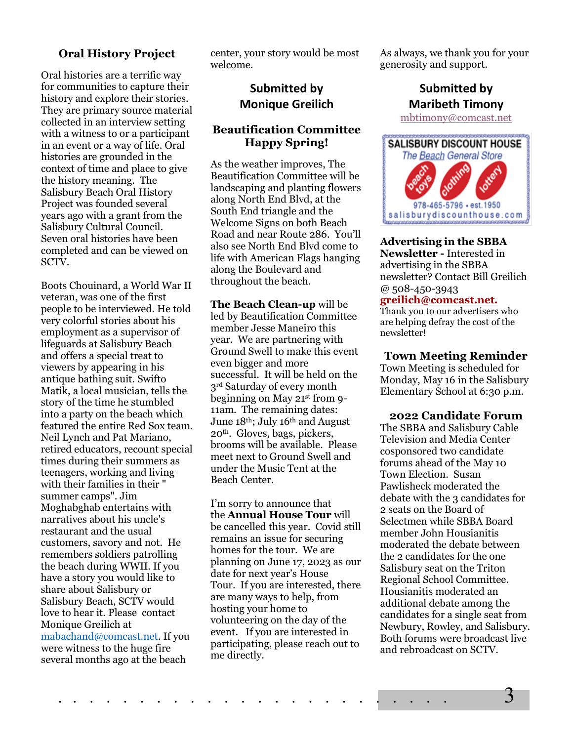## Oral History Project

Oral histories are a terrific way for communities to capture their history and explore their stories. They are primary source material collected in an interview setting with a witness to or a participant in an event or a way of life. Oral histories are grounded in the context of time and place to give the history meaning. The Salisbury Beach Oral History Project was founded several years ago with a grant from the Salisbury Cultural Council. Seven oral histories have been completed and can be viewed on SCTV.

Boots Chouinard, a World War II veteran, was one of the first people to be interviewed. He told very colorful stories about his employment as a supervisor of lifeguards at Salisbury Beach and offers a special treat to viewers by appearing in his antique bathing suit. Swifto Matik, a local musician, tells the story of the time he stumbled into a party on the beach which featured the entire Red Sox team. Neil Lynch and Pat Mariano, retired educators, recount special times during their summers as teenagers, working and living with their families in their " summer camps". Jim Moghabghab entertains with narratives about his uncle's restaurant and the usual customers, savory and not. He remembers soldiers patrolling the beach during WWII. If you have a story you would like to share about Salisbury or Salisbury Beach, SCTV would love to hear it. Please contact Monique Greilich at mabachand@comcast.net. If you were witness to the huge fire several months ago at the beach center, your story would be most welcome.

**Submitted by Monique Greilich**

## Beautification Committee Happy Spring!

As the weather improves, The Beautification Committee will be landscaping and planting flowers along North End Blvd, at the South End triangle and the Welcome Signs on both Beach Road and near Route 286. You'll also see North End Blvd come to life with American Flags hanging along the Boulevard and throughout the beach.

**The Beach Clean-up** will be led by Beautification Committee member Jesse Maneiro this year. We are partnering with Ground Swell to make this event even bigger and more successful. It will be held on the 3rd Saturday of every month beginning on May 21st from 9-11am. The remaining dates: June 18th; July 16th and August 20th. Gloves, bags, pickers, brooms will be available. Please meet next to Ground Swell and under the Music Tent at the Beach Center.

I'm sorry to announce that the **Annual House Tour** will be cancelled this year. Covid still remains an issue for securing homes for the tour. We are planning on June 17, 2023 as our date for next year's House Tour. If you are interested, there are many ways to help, from hosting your home to volunteering on the day of the event. If you are interested in participating, please reach out to me directly.

As always, we thank you for your generosity and support.

**Submitted by Maribeth Timony**
mbtimony@comcast.net

SALISBURY DISCOUNT HOUSE
*The Beach General Store*
beach toys · clothing · lottery
978-465-5796 • est.1950
salisburydiscounthouse.com

**Advertising in the SBBA Newsletter -** Interested in advertising in the SBBA newsletter? Contact Bill Greilich @ 508-450-3943 **greilich@comcast.net.**
Thank you to our advertisers who are helping defray the cost of the newsletter!

## Town Meeting Reminder

Town Meeting is scheduled for Monday, May 16 in the Salisbury Elementary School at 6:30 p.m.

## 2022 Candidate Forum

The SBBA and Salisbury Cable Television and Media Center cosponsored two candidate forums ahead of the May 10 Town Election. Susan Pawlisheck moderated the debate with the 3 candidates for 2 seats on the Board of Selectmen while SBBA Board member John Housianitis moderated the debate between the 2 candidates for the one Salisbury seat on the Triton Regional School Committee. Housianitis moderated an additional debate among the candidates for a single seat from Newbury, Rowley, and Salisbury. Both forums were broadcast live and rebroadcast on SCTV.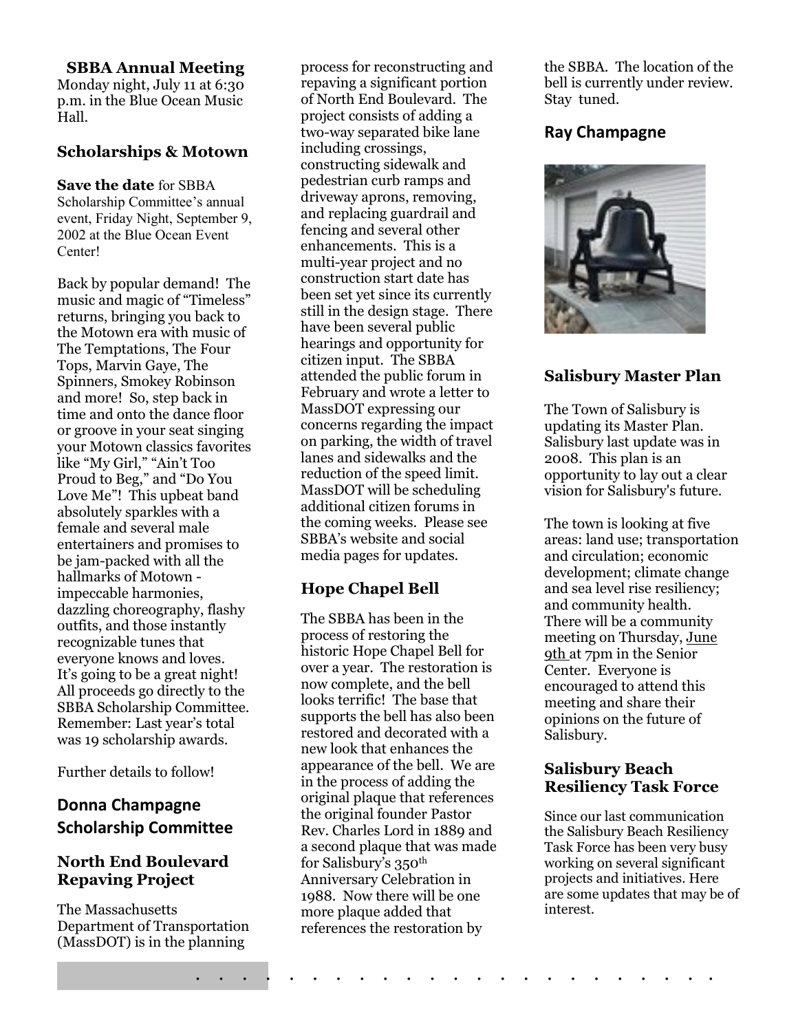### SBBA Annual Meeting

Monday night, July 11 at 6:30 p.m. in the Blue Ocean Music Hall.

### Scholarships & Motown

**Save the date** for SBBA Scholarship Committee's annual event, Friday Night, September 9, 2002 at the Blue Ocean Event Center!

Back by popular demand! The music and magic of "Timeless" returns, bringing you back to the Motown era with music of The Temptations, The Four Tops, Marvin Gaye, The Spinners, Smokey Robinson and more! So, step back in time and onto the dance floor or groove in your seat singing your Motown classics favorites like "My Girl," "Ain't Too Proud to Beg," and "Do You Love Me"! This upbeat band absolutely sparkles with a female and several male entertainers and promises to be jam-packed with all the hallmarks of Motown - impeccable harmonies, dazzling choreography, flashy outfits, and those instantly recognizable tunes that everyone knows and loves. It's going to be a great night! All proceeds go directly to the SBBA Scholarship Committee. Remember: Last year's total was 19 scholarship awards.

Further details to follow!

**Donna Champagne**
**Scholarship Committee**

### North End Boulevard Repaving Project

The Massachusetts Department of Transportation (MassDOT) is in the planning process for reconstructing and repaving a significant portion of North End Boulevard. The project consists of adding a two-way separated bike lane including crossings, constructing sidewalk and pedestrian curb ramps and driveway aprons, removing, and replacing guardrail and fencing and several other enhancements. This is a multi-year project and no construction start date has been set yet since its currently still in the design stage. There have been several public hearings and opportunity for citizen input. The SBBA attended the public forum in February and wrote a letter to MassDOT expressing our concerns regarding the impact on parking, the width of travel lanes and sidewalks and the reduction of the speed limit. MassDOT will be scheduling additional citizen forums in the coming weeks. Please see SBBA's website and social media pages for updates.

### Hope Chapel Bell

The SBBA has been in the process of restoring the historic Hope Chapel Bell for over a year. The restoration is now complete, and the bell looks terrific! The base that supports the bell has also been restored and decorated with a new look that enhances the appearance of the bell. We are in the process of adding the original plaque that references the original founder Pastor Rev. Charles Lord in 1889 and a second plaque that was made for Salisbury's 350th Anniversary Celebration in 1988. Now there will be one more plaque added that references the restoration by the SBBA. The location of the bell is currently under review. Stay tuned.

**Ray Champagne**

### Salisbury Master Plan

The Town of Salisbury is updating its Master Plan. Salisbury last update was in 2008. This plan is an opportunity to lay out a clear vision for Salisbury's future.

The town is looking at five areas: land use; transportation and circulation; economic development; climate change and sea level rise resiliency; and community health. There will be a community meeting on Thursday, June 9th at 7pm in the Senior Center. Everyone is encouraged to attend this meeting and share their opinions on the future of Salisbury.

### Salisbury Beach Resiliency Task Force

Since our last communication the Salisbury Beach Resiliency Task Force has been very busy working on several significant projects and initiatives. Here are some updates that may be of interest.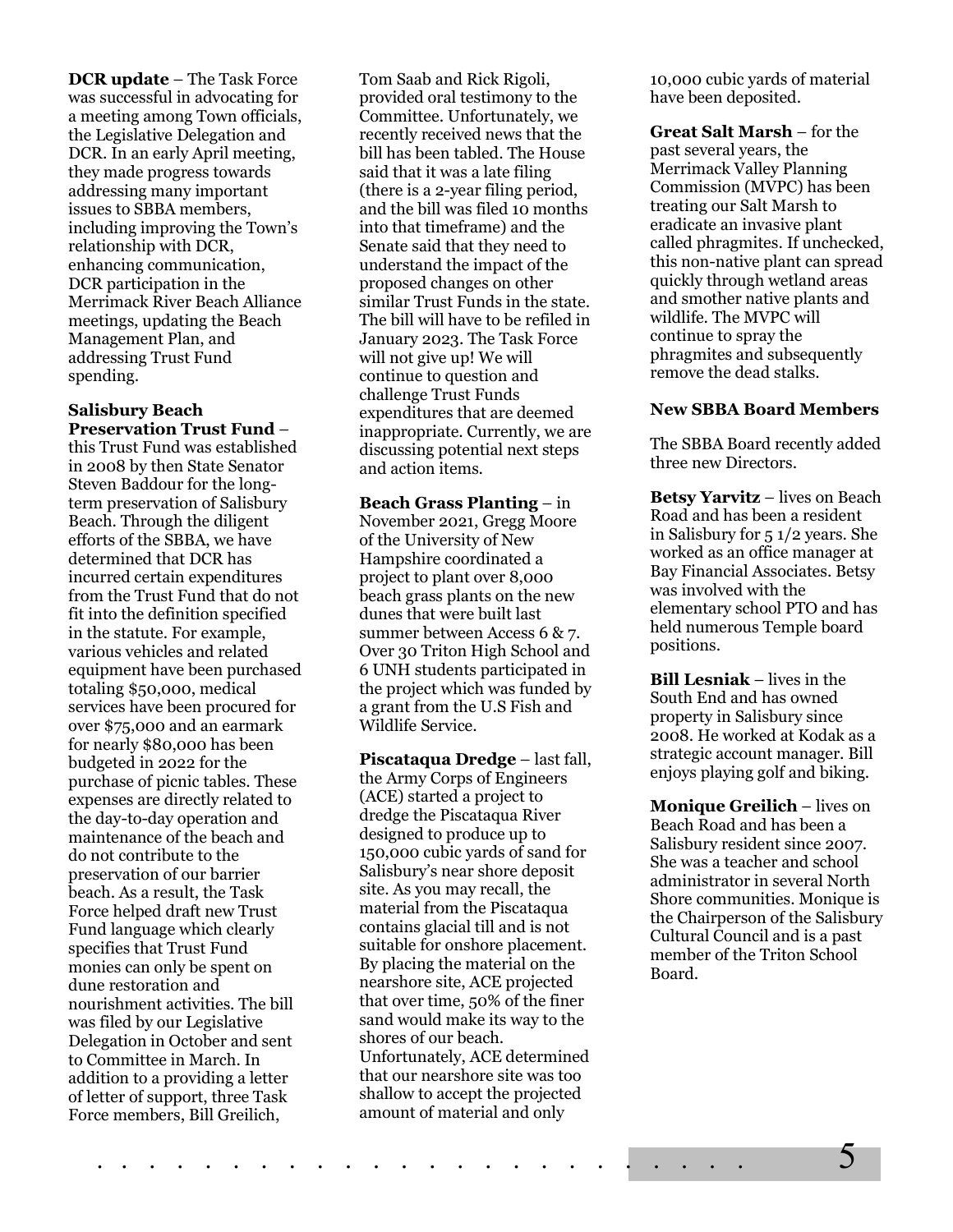**DCR update** – The Task Force was successful in advocating for a meeting among Town officials, the Legislative Delegation and DCR. In an early April meeting, they made progress towards addressing many important issues to SBBA members, including improving the Town's relationship with DCR, enhancing communication, DCR participation in the Merrimack River Beach Alliance meetings, updating the Beach Management Plan, and addressing Trust Fund spending.

**Salisbury Beach Preservation Trust Fund** – this Trust Fund was established in 2008 by then State Senator Steven Baddour for the long-term preservation of Salisbury Beach. Through the diligent efforts of the SBBA, we have determined that DCR has incurred certain expenditures from the Trust Fund that do not fit into the definition specified in the statute. For example, various vehicles and related equipment have been purchased totaling $50,000, medical services have been procured for over $75,000 and an earmark for nearly $80,000 has been budgeted in 2022 for the purchase of picnic tables. These expenses are directly related to the day-to-day operation and maintenance of the beach and do not contribute to the preservation of our barrier beach. As a result, the Task Force helped draft new Trust Fund language which clearly specifies that Trust Fund monies can only be spent on dune restoration and nourishment activities. The bill was filed by our Legislative Delegation in October and sent to Committee in March. In addition to a providing a letter of letter of support, three Task Force members, Bill Greilich, Tom Saab and Rick Rigoli, provided oral testimony to the Committee. Unfortunately, we recently received news that the bill has been tabled. The House said that it was a late filing (there is a 2-year filing period, and the bill was filed 10 months into that timeframe) and the Senate said that they need to understand the impact of the proposed changes on other similar Trust Funds in the state. The bill will have to be refiled in January 2023. The Task Force will not give up! We will continue to question and challenge Trust Funds expenditures that are deemed inappropriate. Currently, we are discussing potential next steps and action items.

**Beach Grass Planting** – in November 2021, Gregg Moore of the University of New Hampshire coordinated a project to plant over 8,000 beach grass plants on the new dunes that were built last summer between Access 6 & 7. Over 30 Triton High School and 6 UNH students participated in the project which was funded by a grant from the U.S Fish and Wildlife Service.

**Piscataqua Dredge** – last fall, the Army Corps of Engineers (ACE) started a project to dredge the Piscataqua River designed to produce up to 150,000 cubic yards of sand for Salisbury's near shore deposit site. As you may recall, the material from the Piscataqua contains glacial till and is not suitable for onshore placement. By placing the material on the nearshore site, ACE projected that over time, 50% of the finer sand would make its way to the shores of our beach. Unfortunately, ACE determined that our nearshore site was too shallow to accept the projected amount of material and only 10,000 cubic yards of material have been deposited.

**Great Salt Marsh** – for the past several years, the Merrimack Valley Planning Commission (MVPC) has been treating our Salt Marsh to eradicate an invasive plant called phragmites. If unchecked, this non-native plant can spread quickly through wetland areas and smother native plants and wildlife. The MVPC will continue to spray the phragmites and subsequently remove the dead stalks.

**New SBBA Board Members**

The SBBA Board recently added three new Directors.

**Betsy Yarvitz** – lives on Beach Road and has been a resident in Salisbury for 5 1/2 years. She worked as an office manager at Bay Financial Associates. Betsy was involved with the elementary school PTO and has held numerous Temple board positions.

**Bill Lesniak** – lives in the South End and has owned property in Salisbury since 2008. He worked at Kodak as a strategic account manager. Bill enjoys playing golf and biking.

**Monique Greilich** – lives on Beach Road and has been a Salisbury resident since 2007. She was a teacher and school administrator in several North Shore communities. Monique is the Chairperson of the Salisbury Cultural Council and is a past member of the Triton School Board.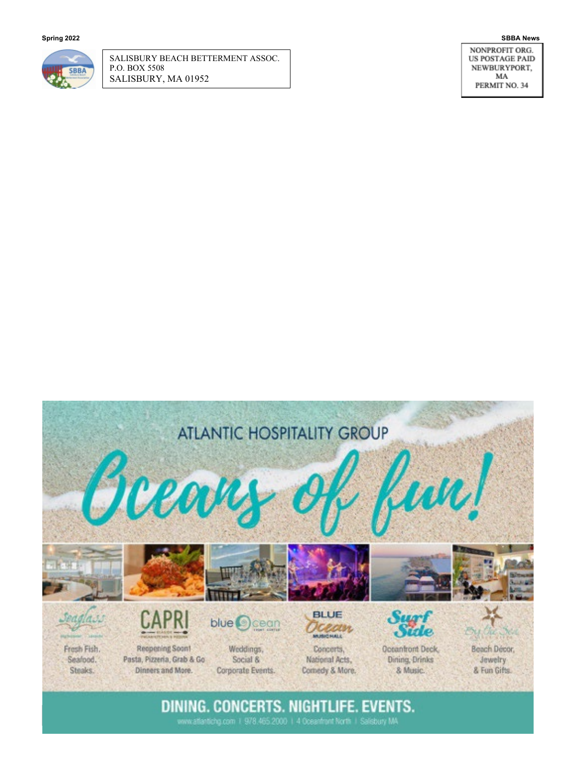SALISBURY BEACH BETTERMENT ASSOC.
P.O. BOX 5508
SALISBURY, MA 01952

NONPROFIT ORG.
US POSTAGE PAID
NEWBURYPORT, MA
PERMIT NO. 34

ATLANTIC HOSPITALITY GROUP

Oceans of fun!

Seaglass — Fresh Fish, Seafood, Steaks.

CAPRI — Reopening Soon! Pasta, Pizzeria, Grab & Go Dinners and More.

blue Ocean — Weddings, Social & Corporate Events.

BLUE Ocean MUSIC HALL — Concerts, National Acts, Comedy & More.

Surf Side — Oceanfront Deck, Dining, Drinks & Music.

By the Sea — Beach Décor, Jewelry & Fun Gifts.

DINING. CONCERTS. NIGHTLIFE. EVENTS.

www.atlanticthg.com | 978.465.2000 | 4 Oceanfront North | Salisbury MA